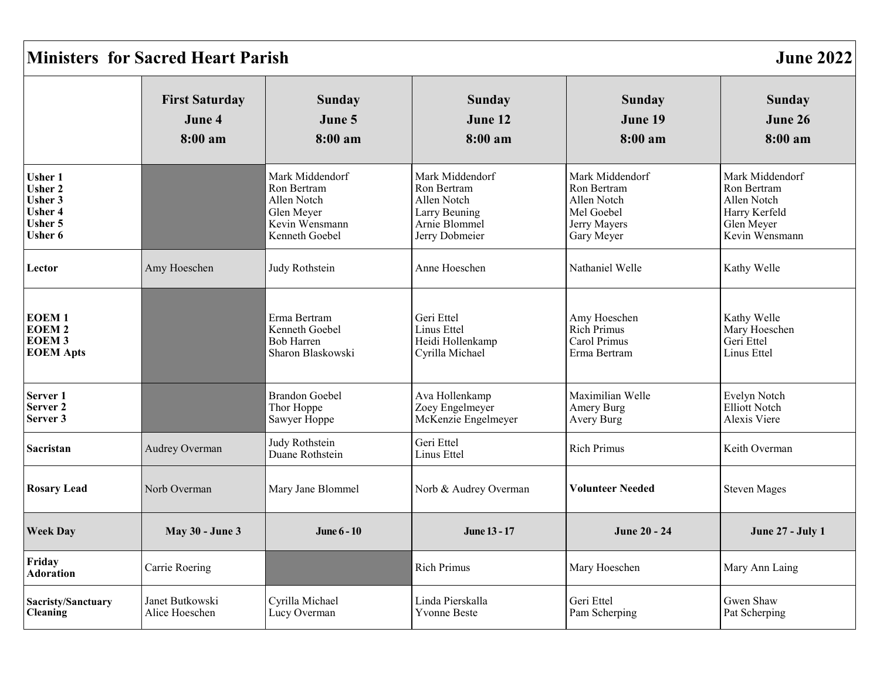# Ministers for Sacred Heart Parish June 2022

| | First Saturday June 4 8:00 am | Sunday June 5 8:00 am | Sunday June 12 8:00 am | Sunday June 19 8:00 am | Sunday June 26 8:00 am |
|---|---|---|---|---|---|
| **Usher 1**<br>**Usher 2**<br>**Usher 3**<br>**Usher 4**<br>**Usher 5**<br>**Usher 6** | | Mark Middendorf<br>Ron Bertram<br>Allen Notch<br>Glen Meyer<br>Kevin Wensmann<br>Kenneth Goebel | Mark Middendorf<br>Ron Bertram<br>Allen Notch<br>Larry Beuning<br>Arnie Blommel<br>Jerry Dobmeier | Mark Middendorf<br>Ron Bertram<br>Allen Notch<br>Mel Goebel<br>Jerry Mayers<br>Gary Meyer | Mark Middendorf<br>Ron Bertram<br>Allen Notch<br>Harry Kerfeld<br>Glen Meyer<br>Kevin Wensmann |
| **Lector** | Amy Hoeschen | Judy Rothstein | Anne Hoeschen | Nathaniel Welle | Kathy Welle |
| **EOEM 1**<br>**EOEM 2**<br>**EOEM 3**<br>**EOEM Apts** | | Erma Bertram<br>Kenneth Goebel<br>Bob Harren<br>Sharon Blaskowski | Geri Ettel<br>Linus Ettel<br>Heidi Hollenkamp<br>Cyrilla Michael | Amy Hoeschen<br>Rich Primus<br>Carol Primus<br>Erma Bertram | Kathy Welle<br>Mary Hoeschen<br>Geri Ettel<br>Linus Ettel |
| **Server 1**<br>**Server 2**<br>**Server 3** | | Brandon Goebel<br>Thor Hoppe<br>Sawyer Hoppe | Ava Hollenkamp<br>Zoey Engelmeyer<br>McKenzie Engelmeyer | Maximilian Welle<br>Amery Burg<br>Avery Burg | Evelyn Notch<br>Elliott Notch<br>Alexis Viere |
| **Sacristan** | Audrey Overman | Judy Rothstein<br>Duane Rothstein | Geri Ettel<br>Linus Ettel | Rich Primus | Keith Overman |
| **Rosary Lead** | Norb Overman | Mary Jane Blommel | Norb & Audrey Overman | **Volunteer Needed** | Steven Mages |
| **Week Day** | **May 30 - June 3** | **June 6 - 10** | **June 13 - 17** | **June 20 - 24** | **June 27 - July 1** |
| **Friday Adoration** | Carrie Roering | | Rich Primus | Mary Hoeschen | Mary Ann Laing |
| **Sacristy/Sanctuary Cleaning** | Janet Butkowski<br>Alice Hoeschen | Cyrilla Michael<br>Lucy Overman | Linda Pierskalla<br>Yvonne Beste | Geri Ettel<br>Pam Scherping | Gwen Shaw<br>Pat Scherping |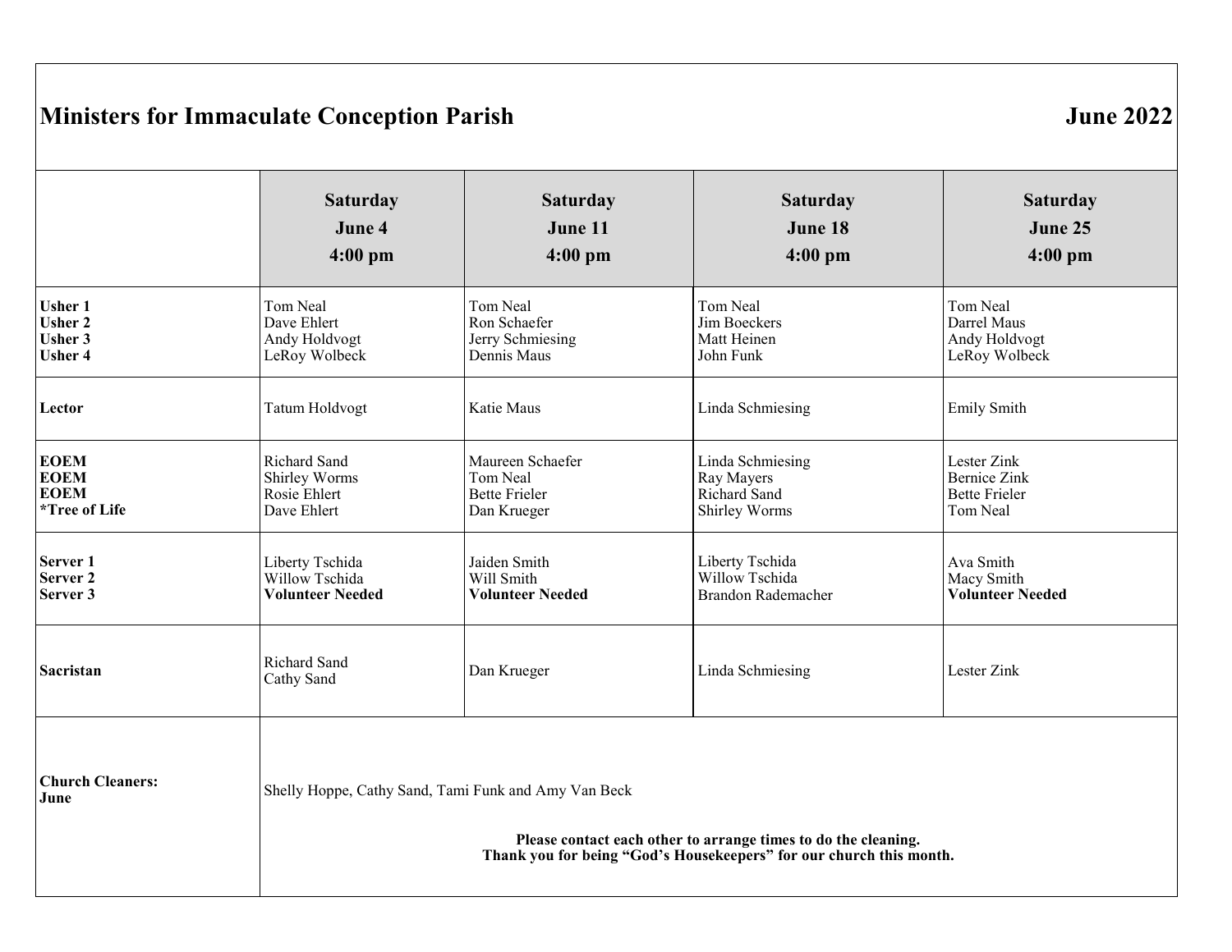# Ministers for Immaculate Conception Parish — June 2022

| | Saturday June 4 4:00 pm | Saturday June 11 4:00 pm | Saturday June 18 4:00 pm | Saturday June 25 4:00 pm |
|---|---|---|---|---|
| **Usher 1**<br>**Usher 2**<br>**Usher 3**<br>**Usher 4** | Tom Neal<br>Dave Ehlert<br>Andy Holdvogt<br>LeRoy Wolbeck | Tom Neal<br>Ron Schaefer<br>Jerry Schmiesing<br>Dennis Maus | Tom Neal<br>Jim Boeckers<br>Matt Heinen<br>John Funk | Tom Neal<br>Darrel Maus<br>Andy Holdvogt<br>LeRoy Wolbeck |
| **Lector** | Tatum Holdvogt | Katie Maus | Linda Schmiesing | Emily Smith |
| **EOEM**<br>**EOEM**<br>**EOEM**<br>**\*Tree of Life** | Richard Sand<br>Shirley Worms<br>Rosie Ehlert<br>Dave Ehlert | Maureen Schaefer<br>Tom Neal<br>Bette Frieler<br>Dan Krueger | Linda Schmiesing<br>Ray Mayers<br>Richard Sand<br>Shirley Worms | Lester Zink<br>Bernice Zink<br>Bette Frieler<br>Tom Neal |
| **Server 1**<br>**Server 2**<br>**Server 3** | Liberty Tschida<br>Willow Tschida<br>**Volunteer Needed** | Jaiden Smith<br>Will Smith<br>**Volunteer Needed** | Liberty Tschida<br>Willow Tschida<br>Brandon Rademacher | Ava Smith<br>Macy Smith<br>**Volunteer Needed** |
| **Sacristan** | Richard Sand<br>Cathy Sand | Dan Krueger | Linda Schmiesing | Lester Zink |
| **Church Cleaners: June** | Shelly Hoppe, Cathy Sand, Tami Funk and Amy Van Beck<br><br>**Please contact each other to arrange times to do the cleaning.**<br>**Thank you for being "God's Housekeepers" for our church this month.** | | | |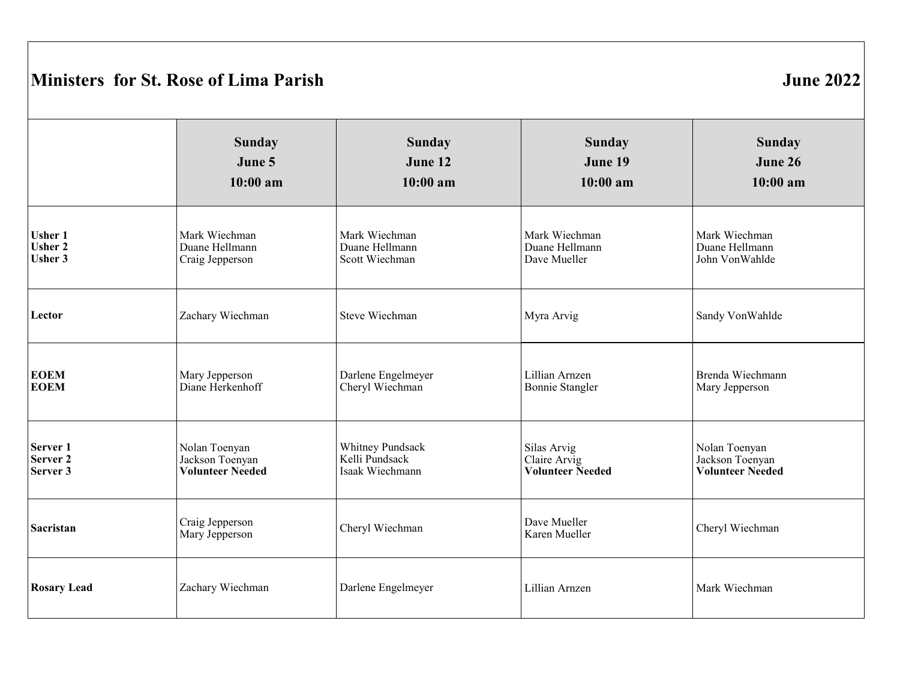# Ministers for St. Rose of Lima Parish June 2022

| | Sunday June 5 10:00 am | Sunday June 12 10:00 am | Sunday June 19 10:00 am | Sunday June 26 10:00 am |
|---|---|---|---|---|
| **Usher 1**<br>**Usher 2**<br>**Usher 3** | Mark Wiechman<br>Duane Hellmann<br>Craig Jepperson | Mark Wiechman<br>Duane Hellmann<br>Scott Wiechman | Mark Wiechman<br>Duane Hellmann<br>Dave Mueller | Mark Wiechman<br>Duane Hellmann<br>John VonWahlde |
| **Lector** | Zachary Wiechman | Steve Wiechman | Myra Arvig | Sandy VonWahlde |
| **EOEM**<br>**EOEM** | Mary Jepperson<br>Diane Herkenhoff | Darlene Engelmeyer<br>Cheryl Wiechman | Lillian Arnzen<br>Bonnie Stangler | Brenda Wiechmann<br>Mary Jepperson |
| **Server 1**<br>**Server 2**<br>**Server 3** | Nolan Toenyan<br>Jackson Toenyan<br>**Volunteer Needed** | Whitney Pundsack<br>Kelli Pundsack<br>Isaak Wiechmann | Silas Arvig<br>Claire Arvig<br>**Volunteer Needed** | Nolan Toenyan<br>Jackson Toenyan<br>**Volunteer Needed** |
| **Sacristan** | Craig Jepperson<br>Mary Jepperson | Cheryl Wiechman | Dave Mueller<br>Karen Mueller | Cheryl Wiechman |
| **Rosary Lead** | Zachary Wiechman | Darlene Engelmeyer | Lillian Arnzen | Mark Wiechman |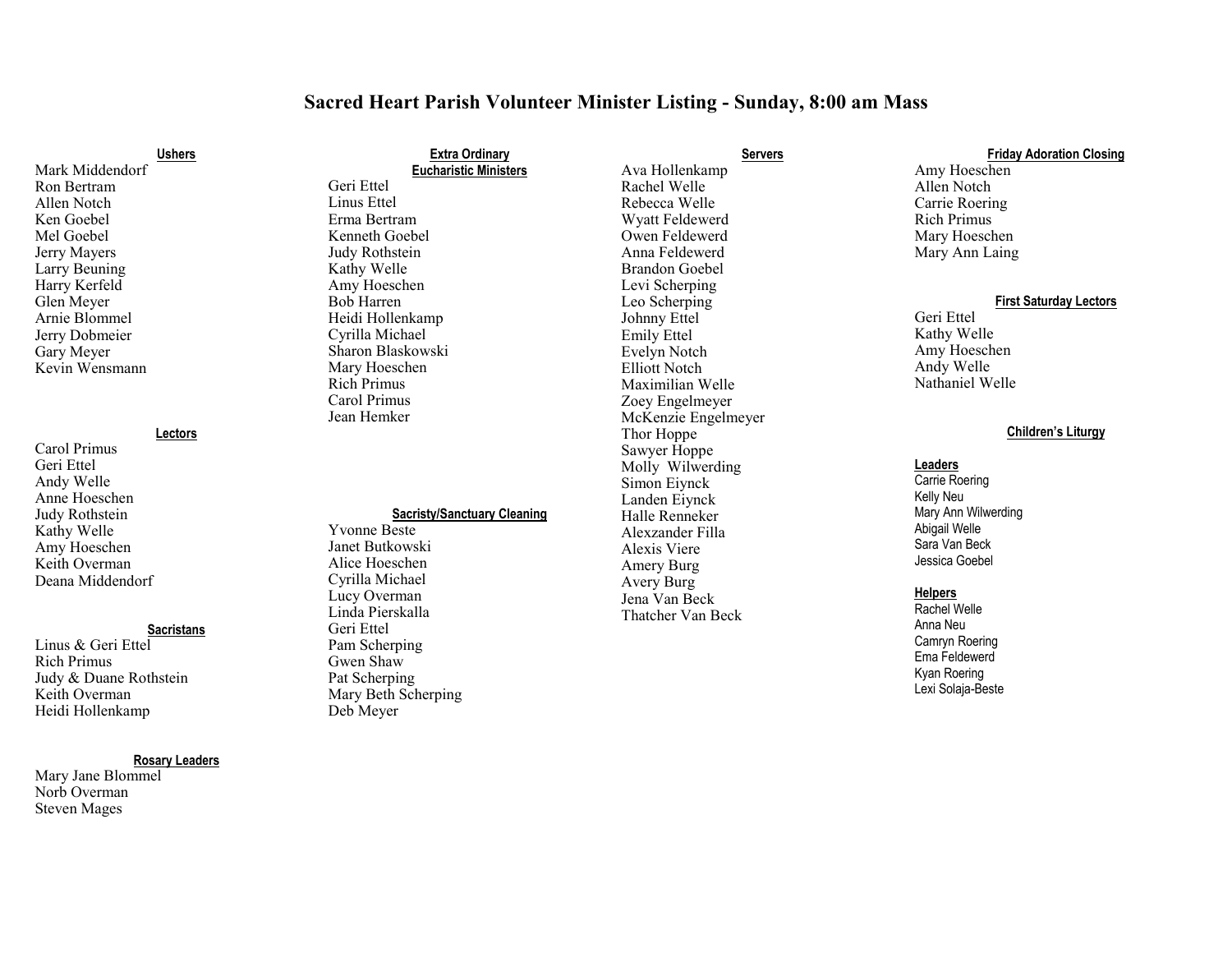# Sacred Heart Parish Volunteer Minister Listing - Sunday, 8:00 am Mass

### Ushers

Mark Middendorf
Ron Bertram
Allen Notch
Ken Goebel
Mel Goebel
Jerry Mayers
Larry Beuning
Harry Kerfeld
Glen Meyer
Arnie Blommel
Jerry Dobmeier
Gary Meyer
Kevin Wensmann

### Lectors

Carol Primus
Geri Ettel
Andy Welle
Anne Hoeschen
Judy Rothstein
Kathy Welle
Amy Hoeschen
Keith Overman
Deana Middendorf

### Sacristans

Linus & Geri Ettel
Rich Primus
Judy & Duane Rothstein
Keith Overman
Heidi Hollenkamp

### Rosary Leaders

Mary Jane Blommel
Norb Overman
Steven Mages

### Extra Ordinary Eucharistic Ministers

Geri Ettel
Linus Ettel
Erma Bertram
Kenneth Goebel
Judy Rothstein
Kathy Welle
Amy Hoeschen
Bob Harren
Heidi Hollenkamp
Cyrilla Michael
Sharon Blaskowski
Mary Hoeschen
Rich Primus
Carol Primus
Jean Hemker

### Sacristy/Sanctuary Cleaning

Yvonne Beste
Janet Butkowski
Alice Hoeschen
Cyrilla Michael
Lucy Overman
Linda Pierskalla
Geri Ettel
Pam Scherping
Gwen Shaw
Pat Scherping
Mary Beth Scherping
Deb Meyer

### Servers

Ava Hollenkamp
Rachel Welle
Rebecca Welle
Wyatt Feldewerd
Owen Feldewerd
Anna Feldewerd
Brandon Goebel
Levi Scherping
Leo Scherping
Johnny Ettel
Emily Ettel
Evelyn Notch
Elliott Notch
Maximilian Welle
Zoey Engelmeyer
McKenzie Engelmeyer
Thor Hoppe
Sawyer Hoppe
Molly Wilwerding
Simon Eiynck
Landen Eiynck
Halle Renneker
Alexzander Filla
Alexis Viere
Amery Burg
Avery Burg
Jena Van Beck
Thatcher Van Beck

### Friday Adoration Closing

Amy Hoeschen
Allen Notch
Carrie Roering
Rich Primus
Mary Hoeschen
Mary Ann Laing

### First Saturday Lectors

Geri Ettel
Kathy Welle
Amy Hoeschen
Andy Welle
Nathaniel Welle

### Children's Liturgy

**Leaders**

Carrie Roering
Kelly Neu
Mary Ann Wilwerding
Abigail Welle
Sara Van Beck
Jessica Goebel

**Helpers**

Rachel Welle
Anna Neu
Camryn Roering
Ema Feldewerd
Kyan Roering
Lexi Solaja-Beste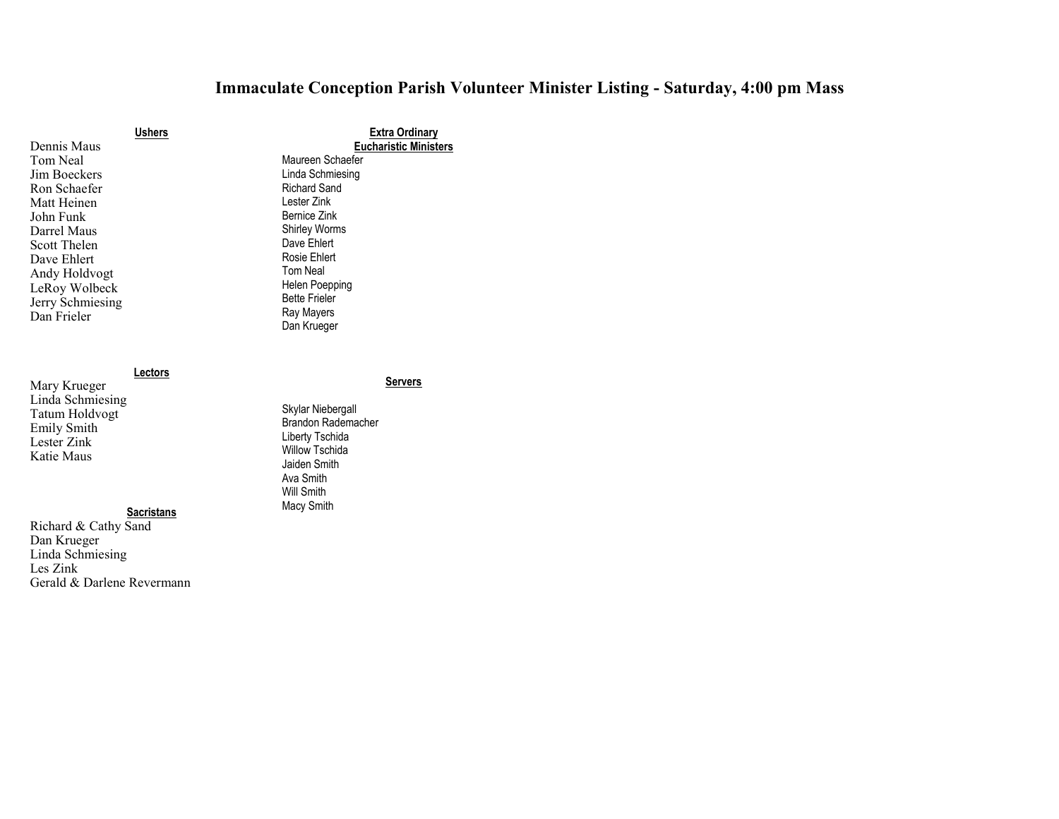# Immaculate Conception Parish Volunteer Minister Listing - Saturday, 4:00 pm Mass

### Ushers

Dennis Maus
Tom Neal
Jim Boeckers
Ron Schaefer
Matt Heinen
John Funk
Darrel Maus
Scott Thelen
Dave Ehlert
Andy Holdvogt
LeRoy Wolbeck
Jerry Schmiesing
Dan Frieler

### Extra Ordinary Eucharistic Ministers

Maureen Schaefer
Linda Schmiesing
Richard Sand
Lester Zink
Bernice Zink
Shirley Worms
Dave Ehlert
Rosie Ehlert
Tom Neal
Helen Poepping
Bette Frieler
Ray Mayers
Dan Krueger

### Lectors

Mary Krueger
Linda Schmiesing
Tatum Holdvogt
Emily Smith
Lester Zink
Katie Maus

### Servers

Skylar Niebergall
Brandon Rademacher
Liberty Tschida
Willow Tschida
Jaiden Smith
Ava Smith
Will Smith
Macy Smith

### Sacristans

Richard & Cathy Sand
Dan Krueger
Linda Schmiesing
Les Zink
Gerald & Darlene Revermann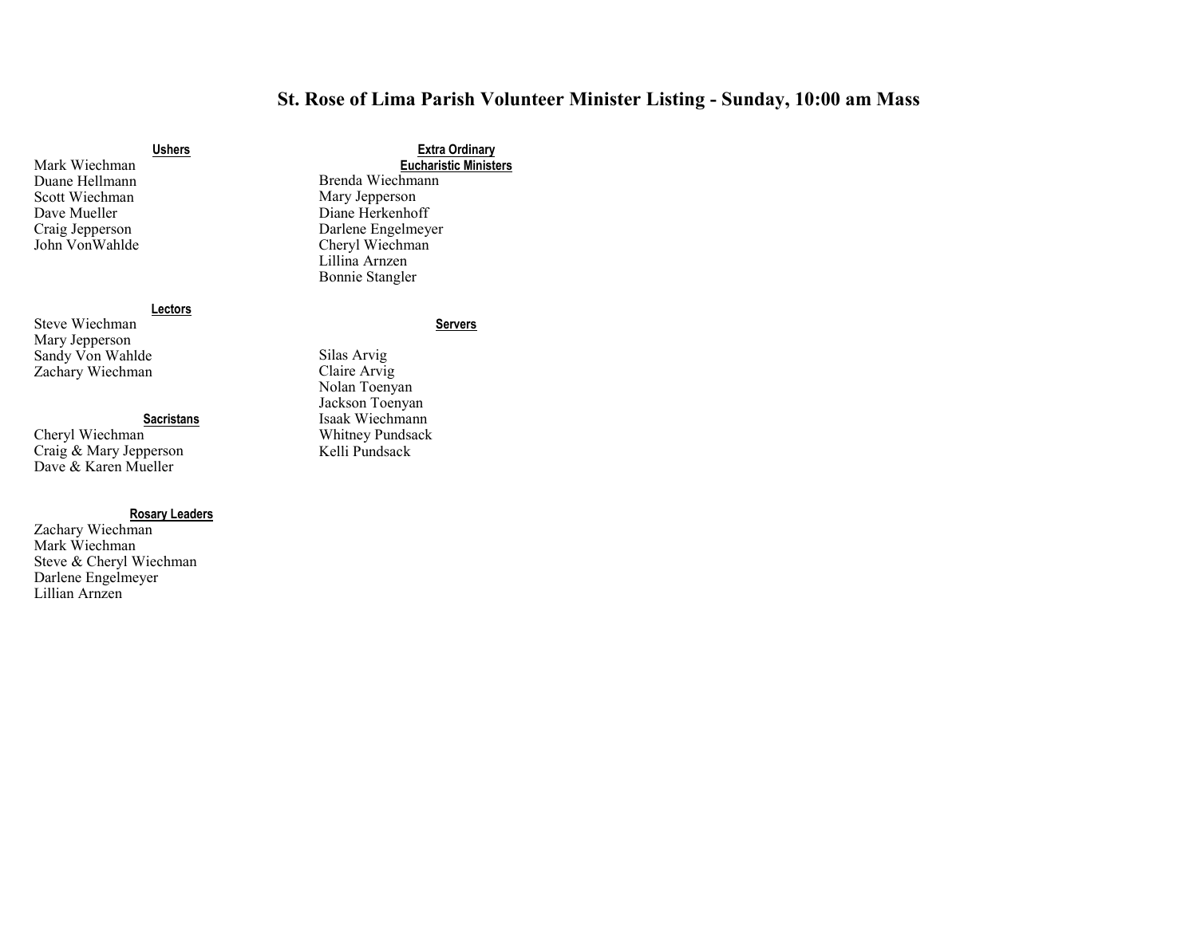# St. Rose of Lima Parish Volunteer Minister Listing - Sunday, 10:00 am Mass

### Ushers

Mark Wiechman
Duane Hellmann
Scott Wiechman
Dave Mueller
Craig Jepperson
John VonWahlde

### Lectors

Steve Wiechman
Mary Jepperson
Sandy Von Wahlde
Zachary Wiechman

### Sacristans

Cheryl Wiechman
Craig & Mary Jepperson
Dave & Karen Mueller

### Rosary Leaders

Zachary Wiechman
Mark Wiechman
Steve & Cheryl Wiechman
Darlene Engelmeyer
Lillian Arnzen

### Extra Ordinary Eucharistic Ministers

Brenda Wiechmann
Mary Jepperson
Diane Herkenhoff
Darlene Engelmeyer
Cheryl Wiechman
Lillina Arnzen
Bonnie Stangler

### Servers

Silas Arvig
Claire Arvig
Nolan Toenyan
Jackson Toenyan
Isaak Wiechmann
Whitney Pundsack
Kelli Pundsack